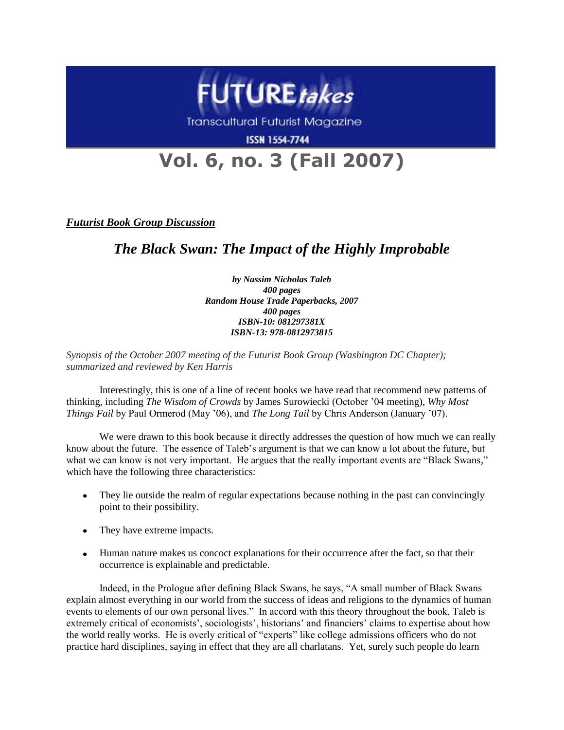# FUTURE*takes*

Transcultural Futurist Magazine

ISSN 1554-7744

# Vol. 6, no. 3 (Fall 2007)

***Futurist Book Group Discussion***

## *The Black Swan: The Impact of the Highly Improbable*

***by Nassim Nicholas Taleb***
***400 pages***
***Random House Trade Paperbacks, 2007***
***400 pages***
***ISBN-10: 081297381X***
***ISBN-13: 978-0812973815***

*Synopsis of the October 2007 meeting of the Futurist Book Group (Washington DC Chapter); summarized and reviewed by Ken Harris*

Interestingly, this is one of a line of recent books we have read that recommend new patterns of thinking, including *The Wisdom of Crowds* by James Surowiecki (October '04 meeting), *Why Most Things Fail* by Paul Ormerod (May '06), and *The Long Tail* by Chris Anderson (January '07).

We were drawn to this book because it directly addresses the question of how much we can really know about the future. The essence of Taleb's argument is that we can know a lot about the future, but what we can know is not very important. He argues that the really important events are "Black Swans," which have the following three characteristics:

- They lie outside the realm of regular expectations because nothing in the past can convincingly point to their possibility.
- They have extreme impacts.
- Human nature makes us concoct explanations for their occurrence after the fact, so that their occurrence is explainable and predictable.

Indeed, in the Prologue after defining Black Swans, he says, "A small number of Black Swans explain almost everything in our world from the success of ideas and religions to the dynamics of human events to elements of our own personal lives." In accord with this theory throughout the book, Taleb is extremely critical of economists', sociologists', historians' and financiers' claims to expertise about how the world really works. He is overly critical of "experts" like college admissions officers who do not practice hard disciplines, saying in effect that they are all charlatans. Yet, surely such people do learn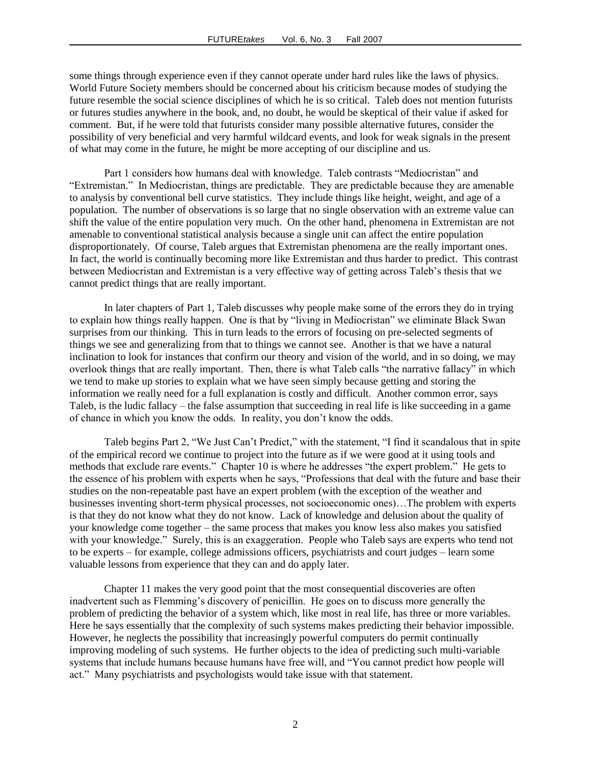some things through experience even if they cannot operate under hard rules like the laws of physics. World Future Society members should be concerned about his criticism because modes of studying the future resemble the social science disciplines of which he is so critical. Taleb does not mention futurists or futures studies anywhere in the book, and, no doubt, he would be skeptical of their value if asked for comment. But, if he were told that futurists consider many possible alternative futures, consider the possibility of very beneficial and very harmful wildcard events, and look for weak signals in the present of what may come in the future, he might be more accepting of our discipline and us.

Part 1 considers how humans deal with knowledge. Taleb contrasts "Mediocristan" and "Extremistan." In Mediocristan, things are predictable. They are predictable because they are amenable to analysis by conventional bell curve statistics. They include things like height, weight, and age of a population. The number of observations is so large that no single observation with an extreme value can shift the value of the entire population very much. On the other hand, phenomena in Extremistan are not amenable to conventional statistical analysis because a single unit can affect the entire population disproportionately. Of course, Taleb argues that Extremistan phenomena are the really important ones. In fact, the world is continually becoming more like Extremistan and thus harder to predict. This contrast between Mediocristan and Extremistan is a very effective way of getting across Taleb's thesis that we cannot predict things that are really important.

In later chapters of Part 1, Taleb discusses why people make some of the errors they do in trying to explain how things really happen. One is that by "living in Mediocristan" we eliminate Black Swan surprises from our thinking. This in turn leads to the errors of focusing on pre-selected segments of things we see and generalizing from that to things we cannot see. Another is that we have a natural inclination to look for instances that confirm our theory and vision of the world, and in so doing, we may overlook things that are really important. Then, there is what Taleb calls "the narrative fallacy" in which we tend to make up stories to explain what we have seen simply because getting and storing the information we really need for a full explanation is costly and difficult. Another common error, says Taleb, is the ludic fallacy – the false assumption that succeeding in real life is like succeeding in a game of chance in which you know the odds. In reality, you don't know the odds.

Taleb begins Part 2, "We Just Can't Predict," with the statement, "I find it scandalous that in spite of the empirical record we continue to project into the future as if we were good at it using tools and methods that exclude rare events." Chapter 10 is where he addresses "the expert problem." He gets to the essence of his problem with experts when he says, "Professions that deal with the future and base their studies on the non-repeatable past have an expert problem (with the exception of the weather and businesses inventing short-term physical processes, not socioeconomic ones)…The problem with experts is that they do not know what they do not know. Lack of knowledge and delusion about the quality of your knowledge come together – the same process that makes you know less also makes you satisfied with your knowledge." Surely, this is an exaggeration. People who Taleb says are experts who tend not to be experts – for example, college admissions officers, psychiatrists and court judges – learn some valuable lessons from experience that they can and do apply later.

Chapter 11 makes the very good point that the most consequential discoveries are often inadvertent such as Flemming's discovery of penicillin. He goes on to discuss more generally the problem of predicting the behavior of a system which, like most in real life, has three or more variables. Here he says essentially that the complexity of such systems makes predicting their behavior impossible. However, he neglects the possibility that increasingly powerful computers do permit continually improving modeling of such systems. He further objects to the idea of predicting such multi-variable systems that include humans because humans have free will, and "You cannot predict how people will act." Many psychiatrists and psychologists would take issue with that statement.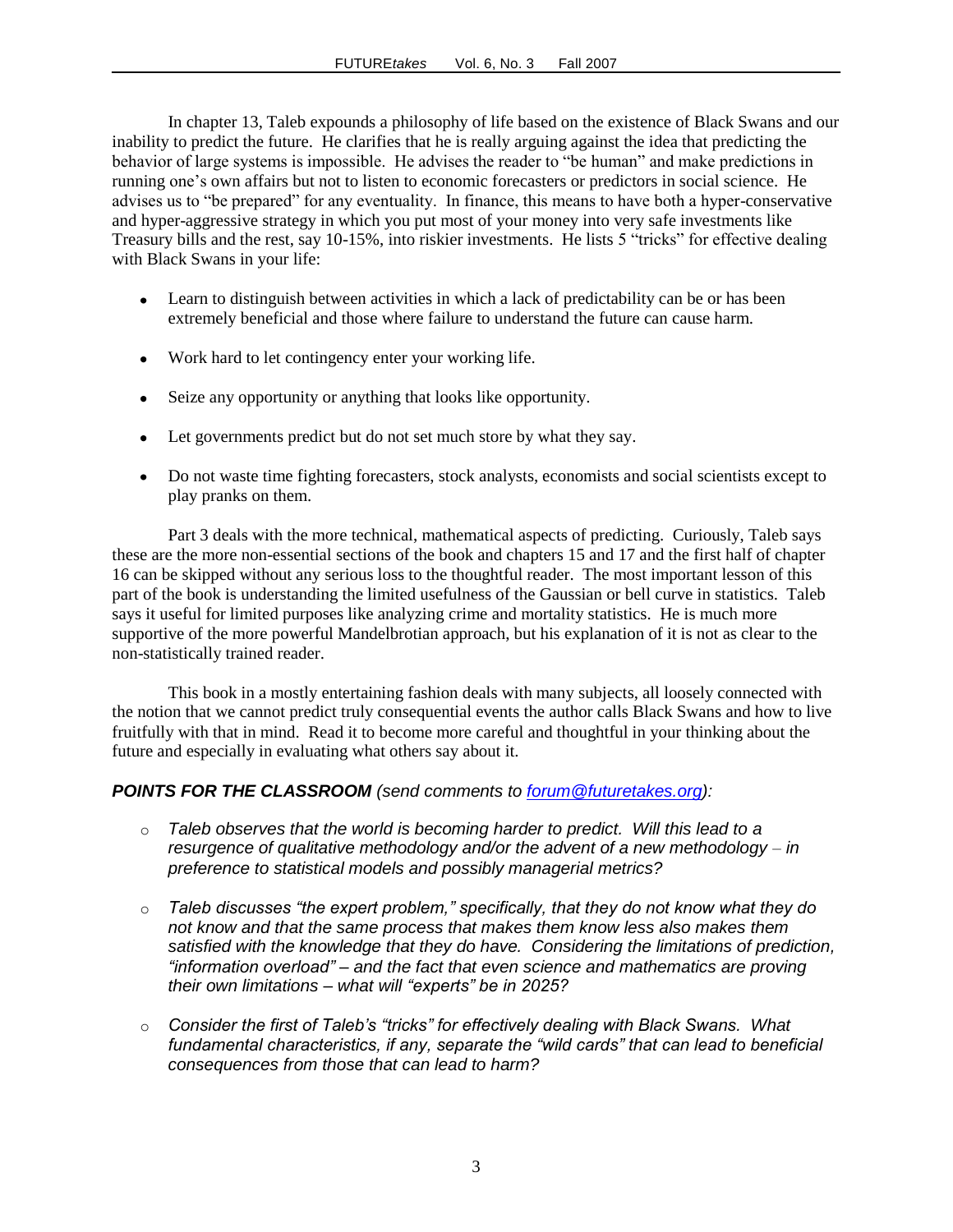In chapter 13, Taleb expounds a philosophy of life based on the existence of Black Swans and our inability to predict the future. He clarifies that he is really arguing against the idea that predicting the behavior of large systems is impossible. He advises the reader to "be human" and make predictions in running one's own affairs but not to listen to economic forecasters or predictors in social science. He advises us to "be prepared" for any eventuality. In finance, this means to have both a hyper-conservative and hyper-aggressive strategy in which you put most of your money into very safe investments like Treasury bills and the rest, say 10-15%, into riskier investments. He lists 5 "tricks" for effective dealing with Black Swans in your life:

- Learn to distinguish between activities in which a lack of predictability can be or has been extremely beneficial and those where failure to understand the future can cause harm.
- Work hard to let contingency enter your working life.
- Seize any opportunity or anything that looks like opportunity.
- Let governments predict but do not set much store by what they say.
- Do not waste time fighting forecasters, stock analysts, economists and social scientists except to play pranks on them.

Part 3 deals with the more technical, mathematical aspects of predicting. Curiously, Taleb says these are the more non-essential sections of the book and chapters 15 and 17 and the first half of chapter 16 can be skipped without any serious loss to the thoughtful reader. The most important lesson of this part of the book is understanding the limited usefulness of the Gaussian or bell curve in statistics. Taleb says it useful for limited purposes like analyzing crime and mortality statistics. He is much more supportive of the more powerful Mandelbrotian approach, but his explanation of it is not as clear to the non-statistically trained reader.

This book in a mostly entertaining fashion deals with many subjects, all loosely connected with the notion that we cannot predict truly consequential events the author calls Black Swans and how to live fruitfully with that in mind. Read it to become more careful and thoughtful in your thinking about the future and especially in evaluating what others say about it.

***POINTS FOR THE CLASSROOM*** *(send comments to [forum@futuretakes.org](mailto:forum@futuretakes.org)):*

- *Taleb observes that the world is becoming harder to predict. Will this lead to a resurgence of qualitative methodology and/or the advent of a new methodology – in preference to statistical models and possibly managerial metrics?*
- *Taleb discusses "the expert problem," specifically, that they do not know what they do not know and that the same process that makes them know less also makes them satisfied with the knowledge that they do have. Considering the limitations of prediction, "information overload" – and the fact that even science and mathematics are proving their own limitations – what will "experts" be in 2025?*
- *Consider the first of Taleb's "tricks" for effectively dealing with Black Swans. What fundamental characteristics, if any, separate the "wild cards" that can lead to beneficial consequences from those that can lead to harm?*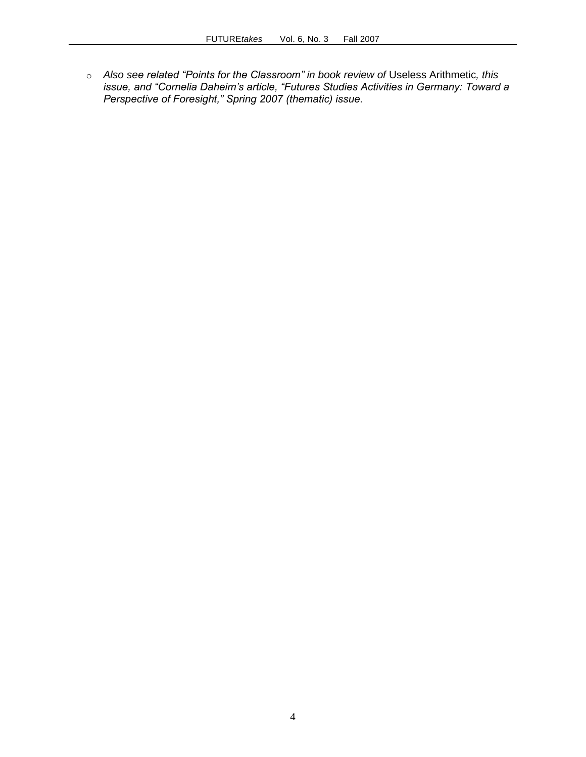- *Also see related "Points for the Classroom" in book review of* Useless Arithmetic*, this issue, and "Cornelia Daheim's article, "Futures Studies Activities in Germany: Toward a Perspective of Foresight," Spring 2007 (thematic) issue.*